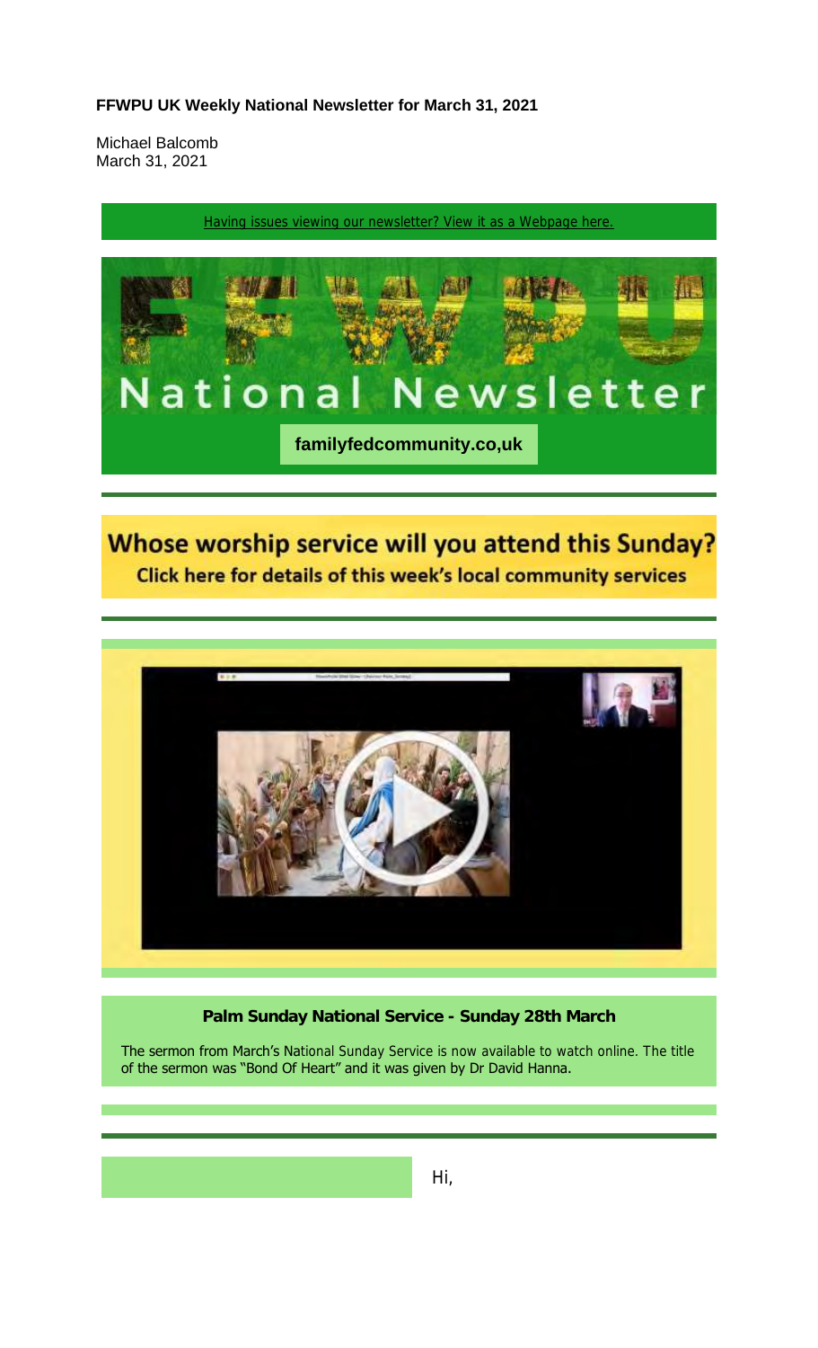**FFWPU UK Weekly National Newsletter for March 31, 2021**

Michael Balcomb
March 31, 2021

Having issues viewing our newsletter? View it as a Webpage here.

# National Newsletter

**familyfedcommunity.co,uk**

## Whose worship service will you attend this Sunday?

**Click here for details of this week's local community services**

**Palm Sunday National Service - Sunday 28th March**

The sermon from March's National Sunday Service is now available to watch online. The title of the sermon was "Bond Of Heart" and it was given by Dr David Hanna.

Hi,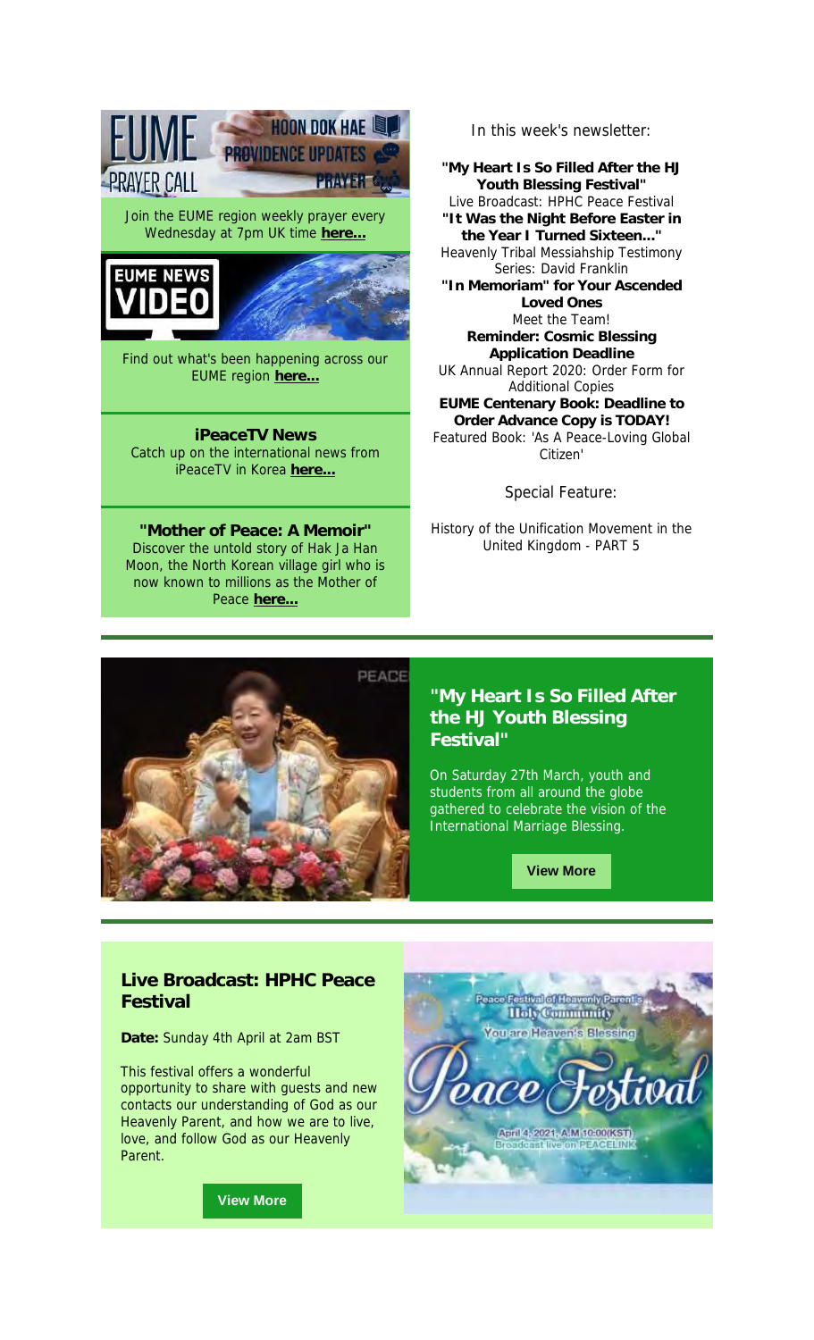Join the EUME region weekly prayer every Wednesday at 7pm UK time **here...**

Find out what's been happening across our EUME region **here...**

**iPeaceTV News**
Catch up on the international news from iPeaceTV in Korea **here...**

**"Mother of Peace: A Memoir"**
Discover the untold story of Hak Ja Han Moon, the North Korean village girl who is now known to millions as the Mother of Peace **here...**

In this week's newsletter:

**"My Heart Is So Filled After the HJ Youth Blessing Festival"**
Live Broadcast: HPHC Peace Festival
**"It Was the Night Before Easter in the Year I Turned Sixteen..."**
Heavenly Tribal Messiahship Testimony Series: David Franklin
**"In Memoriam" for Your Ascended Loved Ones**
Meet the Team!
**Reminder: Cosmic Blessing Application Deadline**
UK Annual Report 2020: Order Form for Additional Copies
**EUME Centenary Book: Deadline to Order Advance Copy is TODAY!**
Featured Book: 'As A Peace-Loving Global Citizen'

Special Feature:

History of the Unification Movement in the United Kingdom - PART 5

## "My Heart Is So Filled After the HJ Youth Blessing Festival"

On Saturday 27th March, youth and students from all around the globe gathered to celebrate the vision of the International Marriage Blessing.

**View More**

## Live Broadcast: HPHC Peace Festival

**Date:** Sunday 4th April at 2am BST

This festival offers a wonderful opportunity to share with guests and new contacts our understanding of God as our Heavenly Parent, and how we are to live, love, and follow God as our Heavenly Parent.

**View More**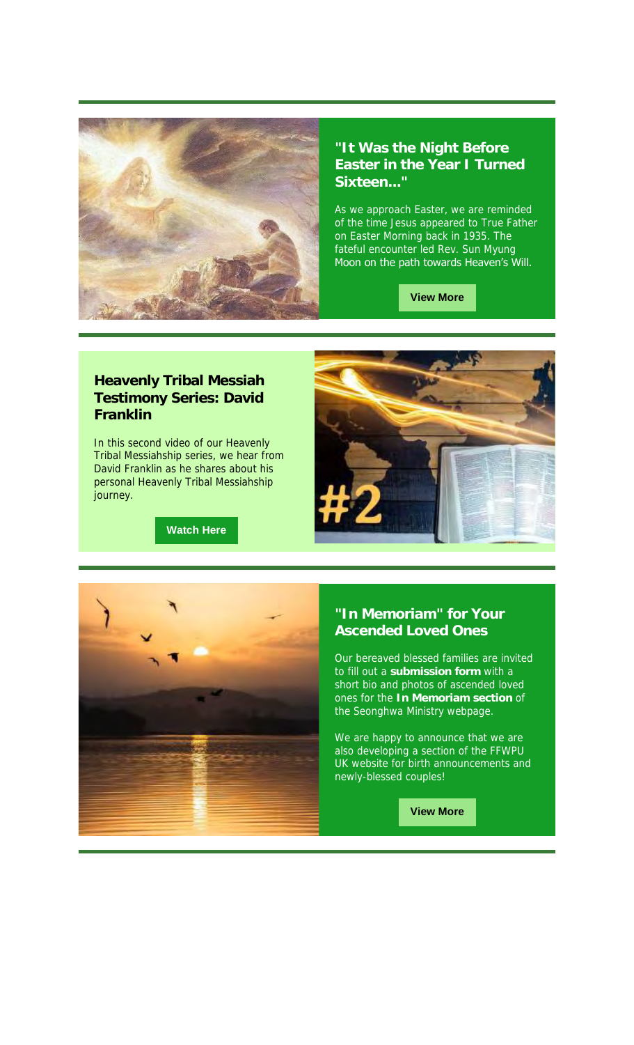### "It Was the Night Before Easter in the Year I Turned Sixteen..."

As we approach Easter, we are reminded of the time Jesus appeared to True Father on Easter Morning back in 1935. The fateful encounter led Rev. Sun Myung Moon on the path towards Heaven's Will.

**View More**

### Heavenly Tribal Messiah Testimony Series: David Franklin

In this second video of our Heavenly Tribal Messiahship series, we hear from David Franklin as he shares about his personal Heavenly Tribal Messiahship journey.

**Watch Here**

### "In Memoriam" for Your Ascended Loved Ones

Our bereaved blessed families are invited to fill out a **submission form** with a short bio and photos of ascended loved ones for the **In Memoriam section** of the Seonghwa Ministry webpage.

We are happy to announce that we are also developing a section of the FFWPU UK website for birth announcements and newly-blessed couples!

**View More**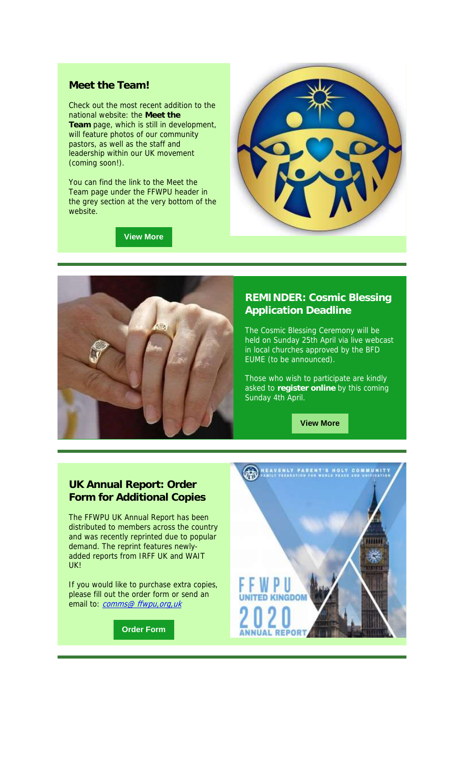## Meet the Team!

Check out the most recent addition to the national website: the **Meet the Team** page, which is still in development, will feature photos of our community pastors, as well as the staff and leadership within our UK movement (coming soon!).

You can find the link to the Meet the Team page under the FFWPU header in the grey section at the very bottom of the website.

**View More**

## REMINDER: Cosmic Blessing Application Deadline

The Cosmic Blessing Ceremony will be held on Sunday 25th April via live webcast in local churches approved by the BFD EUME (to be announced).

Those who wish to participate are kindly asked to **register online** by this coming Sunday 4th April.

**View More**

## UK Annual Report: Order Form for Additional Copies

The FFWPU UK Annual Report has been distributed to members across the country and was recently reprinted due to popular demand. The reprint features newly-added reports from IRFF UK and WAIT UK!

If you would like to purchase extra copies, please fill out the order form or send an email to: *comms@ ffwpu,org,uk*

**Order Form**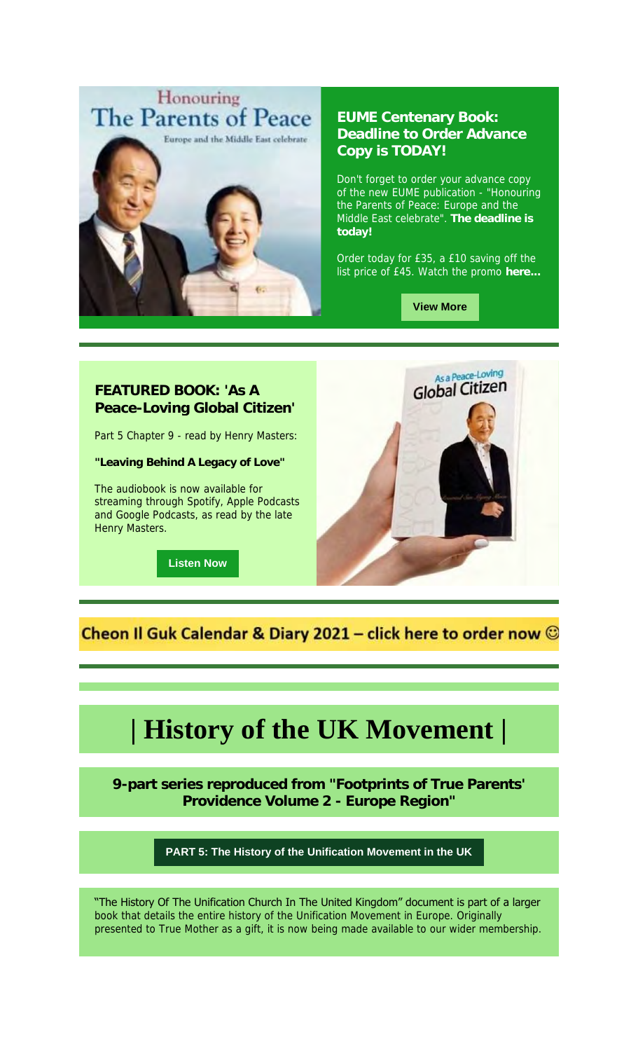## EUME Centenary Book: Deadline to Order Advance Copy is TODAY!

Don't forget to order your advance copy of the new EUME publication - "Honouring the Parents of Peace: Europe and the Middle East celebrate". **The deadline is today!**

Order today for £35, a £10 saving off the list price of £45. Watch the promo **here...**

**View More**

## FEATURED BOOK: 'As A Peace-Loving Global Citizen'

Part 5 Chapter 9 - read by Henry Masters:

**"Leaving Behind A Legacy of Love"**

The audiobook is now available for streaming through Spotify, Apple Podcasts and Google Podcasts, as read by the late Henry Masters.

**Listen Now**

**Cheon Il Guk Calendar & Diary 2021 – click here to order now ☺**

# | History of the UK Movement |

**9-part series reproduced from "Footprints of True Parents' Providence Volume 2 - Europe Region"**

**PART 5: The History of the Unification Movement in the UK**

"The History Of The Unification Church In The United Kingdom" document is part of a larger book that details the entire history of the Unification Movement in Europe. Originally presented to True Mother as a gift, it is now being made available to our wider membership.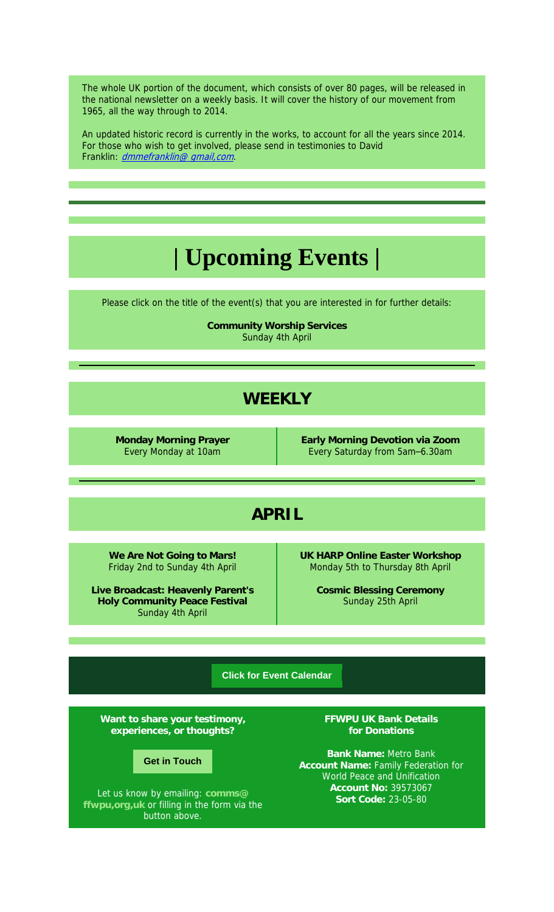The whole UK portion of the document, which consists of over 80 pages, will be released in the national newsletter on a weekly basis. It will cover the history of our movement from 1965, all the way through to 2014.

An updated historic record is currently in the works, to account for all the years since 2014. For those who wish to get involved, please send in testimonies to David Franklin: *dmmefranklin@ gmail,com*.

# | Upcoming Events |

Please click on the title of the event(s) that you are interested in for further details:

**Community Worship Services**
Sunday 4th April

## WEEKLY

**Monday Morning Prayer**
Every Monday at 10am

**Early Morning Devotion via Zoom**
Every Saturday from 5am–6.30am

## APRIL

**We Are Not Going to Mars!**
Friday 2nd to Sunday 4th April

**Live Broadcast: Heavenly Parent's Holy Community Peace Festival**
Sunday 4th April

**UK HARP Online Easter Workshop**
Monday 5th to Thursday 8th April

**Cosmic Blessing Ceremony**
Sunday 25th April

**Click for Event Calendar**

**Want to share your testimony, experiences, or thoughts?**

**Get in Touch**

Let us know by emailing: **comms@ ffwpu,org,uk** or filling in the form via the button above.

**FFWPU UK Bank Details for Donations**

**Bank Name:** Metro Bank
**Account Name:** Family Federation for World Peace and Unification
**Account No:** 39573067
**Sort Code:** 23-05-80